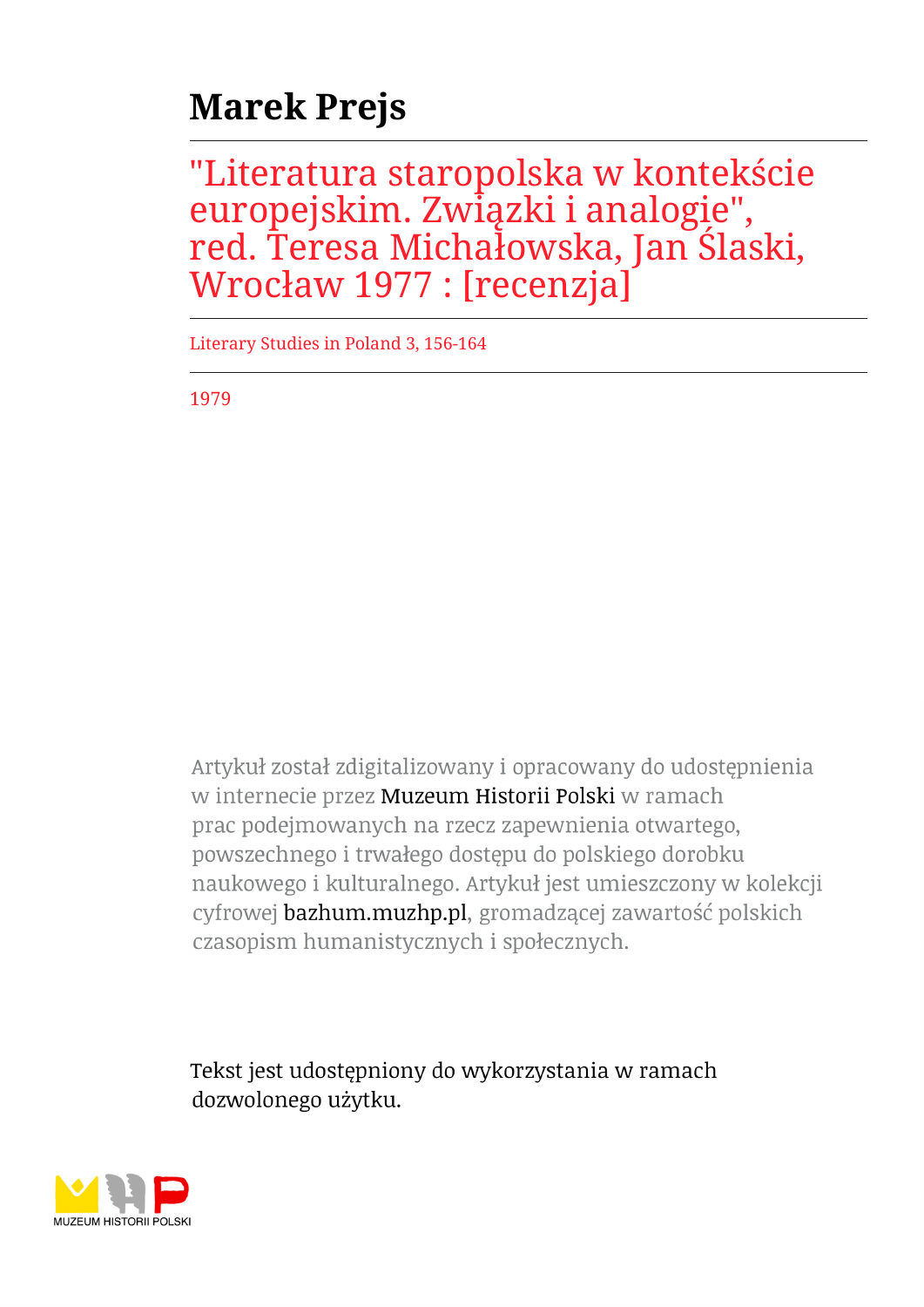# Marek Prejs

## "Literatura staropolska w kontekście europejskim. Związki i analogie", red. Teresa Michałowska, Jan Ślaski, Wrocław 1977 : [recenzja]

Literary Studies in Poland 3, 156-164

1979

Artykuł został zdigitalizowany i opracowany do udostępnienia w internecie przez Muzeum Historii Polski w ramach prac podejmowanych na rzecz zapewnienia otwartego, powszechnego i trwałego dostępu do polskiego dorobku naukowego i kulturalnego. Artykuł jest umieszczony w kolekcji cyfrowej bazhum.muzhp.pl, gromadzącej zawartość polskich czasopism humanistycznych i społecznych.

Tekst jest udostępniony do wykorzystania w ramach dozwolonego użytku.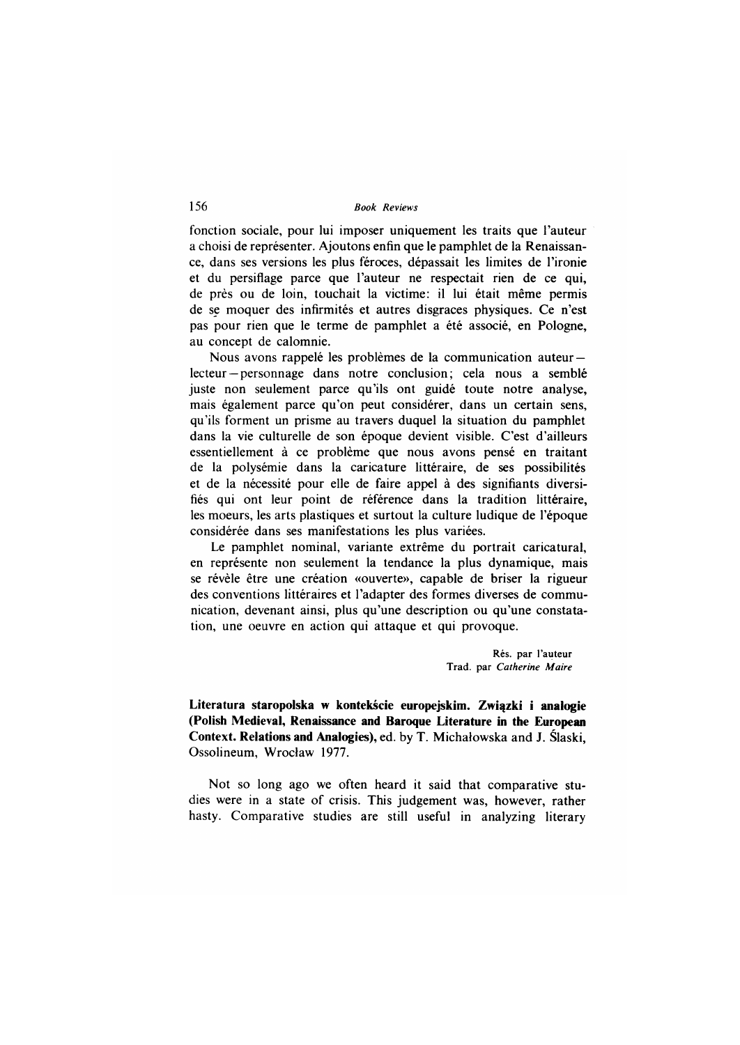fonction sociale, pour lui imposer uniquement les traits que l'auteur a choisi de représenter. Ajoutons enfin que le pamphlet de la Renaissance, dans ses versions les plus féroces, dépassait les limites de l'ironie et du persiflage parce que l'auteur ne respectait rien de ce qui, de près ou de loin, touchait la victime: il lui était même permis de se moquer des infirmités et autres disgraces physiques. Ce n'est pas pour rien que le terme de pamphlet a été associé, en Pologne, au concept de calomnie.

Nous avons rappelé les problèmes de la communication auteur — lecteur — personnage dans notre conclusion; cela nous a semblé juste non seulement parce qu'ils ont guidé toute notre analyse, mais également parce qu'on peut considérer, dans un certain sens, qu'ils forment un prisme au travers duquel la situation du pamphlet dans la vie culturelle de son époque devient visible. C'est d'ailleurs essentiellement à ce problème que nous avons pensé en traitant de la polysémie dans la caricature littéraire, de ses possibilités et de la nécessité pour elle de faire appel à des signifiants diversifiés qui ont leur point de référence dans la tradition littéraire, les moeurs, les arts plastiques et surtout la culture ludique de l'époque considérée dans ses manifestations les plus variées.

Le pamphlet nominal, variante extrême du portrait caricatural, en représente non seulement la tendance la plus dynamique, mais se révèle être une création «ouverte», capable de briser la rigueur des conventions littéraires et l'adapter des formes diverses de communication, devenant ainsi, plus qu'une description ou qu'une constatation, une oeuvre en action qui attaque et qui provoque.

Rés. par l'auteur
Trad. par *Catherine Maire*

**Literatura staropolska w kontekście europejskim. Związki i analogie (Polish Medieval, Renaissance and Baroque Literature in the European Context. Relations and Analogies)**, ed. by T. Michałowska and J. Ślaski, Ossolineum, Wrocław 1977.

Not so long ago we often heard it said that comparative studies were in a state of crisis. This judgement was, however, rather hasty. Comparative studies are still useful in analyzing literary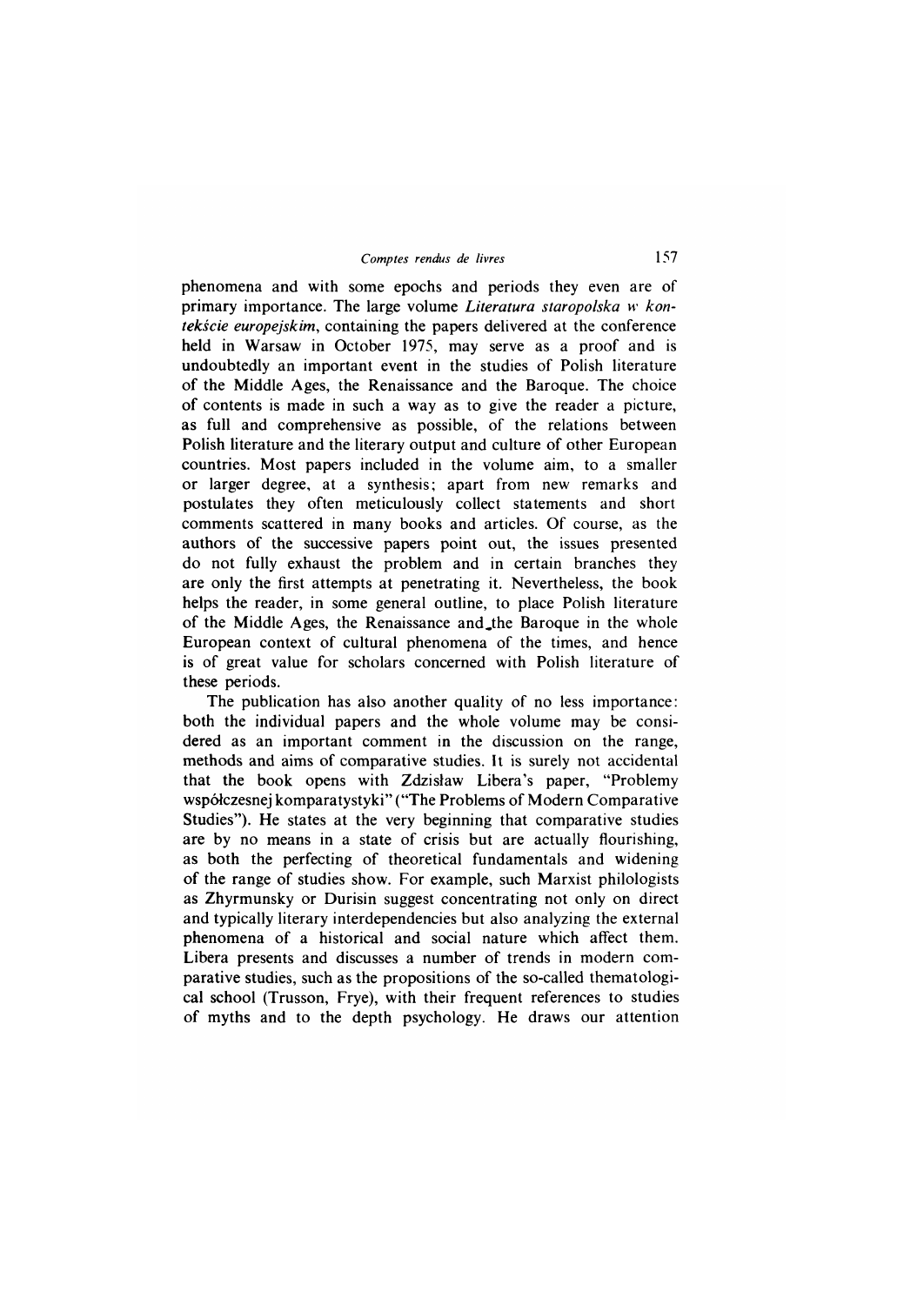phenomena and with some epochs and periods they even are of primary importance. The large volume *Literatura staropolska w kontekście europejskim*, containing the papers delivered at the conference held in Warsaw in October 1975, may serve as a proof and is undoubtedly an important event in the studies of Polish literature of the Middle Ages, the Renaissance and the Baroque. The choice of contents is made in such a way as to give the reader a picture, as full and comprehensive as possible, of the relations between Polish literature and the literary output and culture of other European countries. Most papers included in the volume aim, to a smaller or larger degree, at a synthesis; apart from new remarks and postulates they often meticulously collect statements and short comments scattered in many books and articles. Of course, as the authors of the successive papers point out, the issues presented do not fully exhaust the problem and in certain branches they are only the first attempts at penetrating it. Nevertheless, the book helps the reader, in some general outline, to place Polish literature of the Middle Ages, the Renaissance and the Baroque in the whole European context of cultural phenomena of the times, and hence is of great value for scholars concerned with Polish literature of these periods.

The publication has also another quality of no less importance: both the individual papers and the whole volume may be considered as an important comment in the discussion on the range, methods and aims of comparative studies. It is surely not accidental that the book opens with Zdzisław Libera's paper, "Problemy współczesnej komparatystyki" ("The Problems of Modern Comparative Studies"). He states at the very beginning that comparative studies are by no means in a state of crisis but are actually flourishing, as both the perfecting of theoretical fundamentals and widening of the range of studies show. For example, such Marxist philologists as Zhyrmunsky or Durisin suggest concentrating not only on direct and typically literary interdependencies but also analyzing the external phenomena of a historical and social nature which affect them. Libera presents and discusses a number of trends in modern comparative studies, such as the propositions of the so-called thematological school (Trusson, Frye), with their frequent references to studies of myths and to the depth psychology. He draws our attention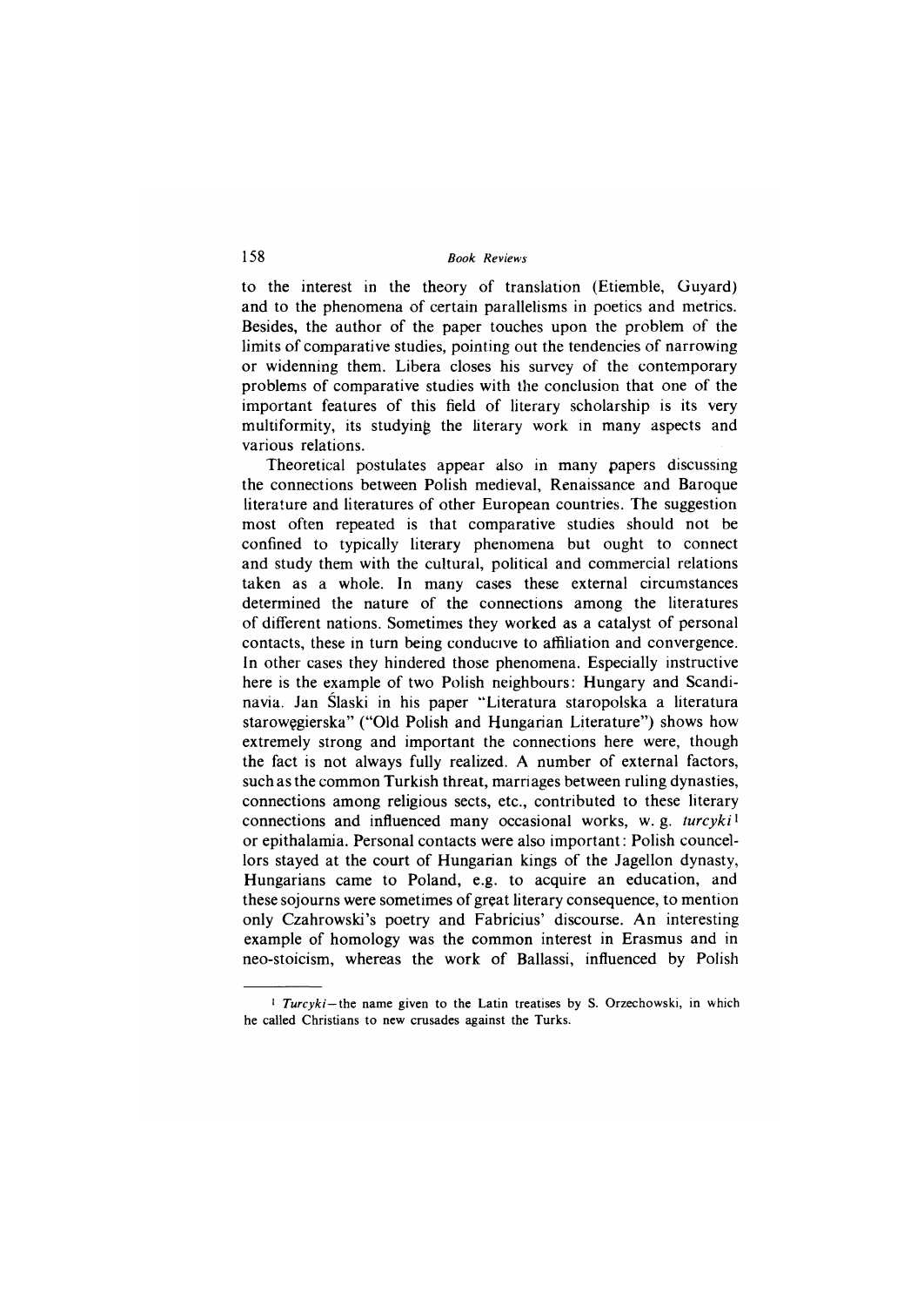to the interest in the theory of translation (Etiemble, Guyard) and to the phenomena of certain parallelisms in poetics and metrics. Besides, the author of the paper touches upon the problem of the limits of comparative studies, pointing out the tendencies of narrowing or widenning them. Libera closes his survey of the contemporary problems of comparative studies with the conclusion that one of the important features of this field of literary scholarship is its very multiformity, its studying the literary work in many aspects and various relations.

Theoretical postulates appear also in many papers discussing the connections between Polish medieval, Renaissance and Baroque literature and literatures of other European countries. The suggestion most often repeated is that comparative studies should not be confined to typically literary phenomena but ought to connect and study them with the cultural, political and commercial relations taken as a whole. In many cases these external circumstances determined the nature of the connections among the literatures of different nations. Sometimes they worked as a catalyst of personal contacts, these in turn being conducive to affiliation and convergence. In other cases they hindered those phenomena. Especially instructive here is the example of two Polish neighbours: Hungary and Scandinavia. Jan Ślaski in his paper "Literatura staropolska a literatura starowęgierska" ("Old Polish and Hungarian Literature") shows how extremely strong and important the connections here were, though the fact is not always fully realized. A number of external factors, such as the common Turkish threat, marriages between ruling dynasties, connections among religious sects, etc., contributed to these literary connections and influenced many occasional works, w. g. *turcyki*[1] or epithalamia. Personal contacts were also important: Polish councellors stayed at the court of Hungarian kings of the Jagellon dynasty, Hungarians came to Poland, e.g. to acquire an education, and these sojourns were sometimes of great literary consequence, to mention only Czahrowski's poetry and Fabricius' discourse. An interesting example of homology was the common interest in Erasmus and in neo-stoicism, whereas the work of Ballassi, influenced by Polish

---

[1] *Turcyki*—the name given to the Latin treatises by S. Orzechowski, in which he called Christians to new crusades against the Turks.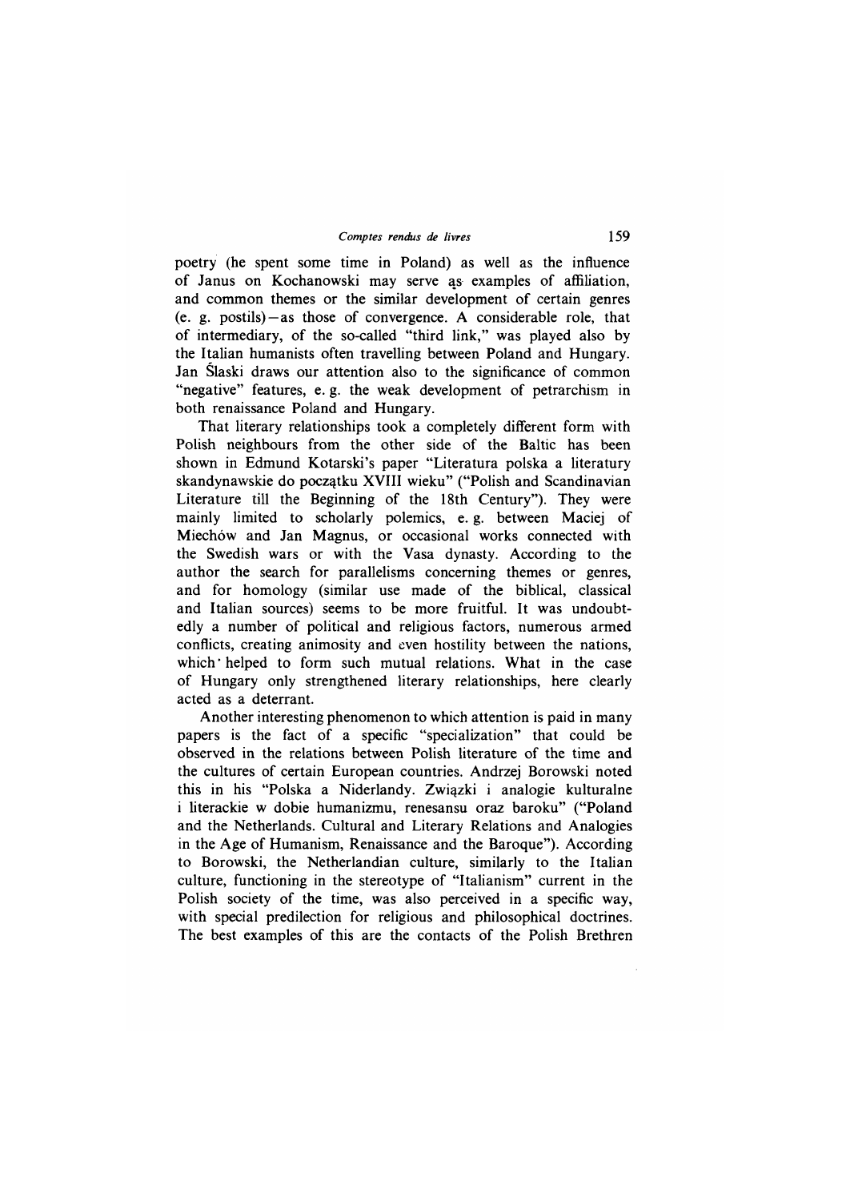poetry (he spent some time in Poland) as well as the influence of Janus on Kochanowski may serve as examples of affiliation, and common themes or the similar development of certain genres (e. g. postils)—as those of convergence. A considerable role, that of intermediary, of the so-called "third link," was played also by the Italian humanists often travelling between Poland and Hungary. Jan Ślaski draws our attention also to the significance of common "negative" features, e. g. the weak development of petrarchism in both renaissance Poland and Hungary.

That literary relationships took a completely different form with Polish neighbours from the other side of the Baltic has been shown in Edmund Kotarski's paper "Literatura polska a literatury skandynawskie do początku XVIII wieku" ("Polish and Scandinavian Literature till the Beginning of the 18th Century"). They were mainly limited to scholarly polemics, e. g. between Maciej of Miechów and Jan Magnus, or occasional works connected with the Swedish wars or with the Vasa dynasty. According to the author the search for parallelisms concerning themes or genres, and for homology (similar use made of the biblical, classical and Italian sources) seems to be more fruitful. It was undoubtedly a number of political and religious factors, numerous armed conflicts, creating animosity and even hostility between the nations, which helped to form such mutual relations. What in the case of Hungary only strengthened literary relationships, here clearly acted as a deterrant.

Another interesting phenomenon to which attention is paid in many papers is the fact of a specific "specialization" that could be observed in the relations between Polish literature of the time and the cultures of certain European countries. Andrzej Borowski noted this in his "Polska a Niderlandy. Związki i analogie kulturalne i literackie w dobie humanizmu, renesansu oraz baroku" ("Poland and the Netherlands. Cultural and Literary Relations and Analogies in the Age of Humanism, Renaissance and the Baroque"). According to Borowski, the Netherlandian culture, similarly to the Italian culture, functioning in the stereotype of "Italianism" current in the Polish society of the time, was also perceived in a specific way, with special predilection for religious and philosophical doctrines. The best examples of this are the contacts of the Polish Brethren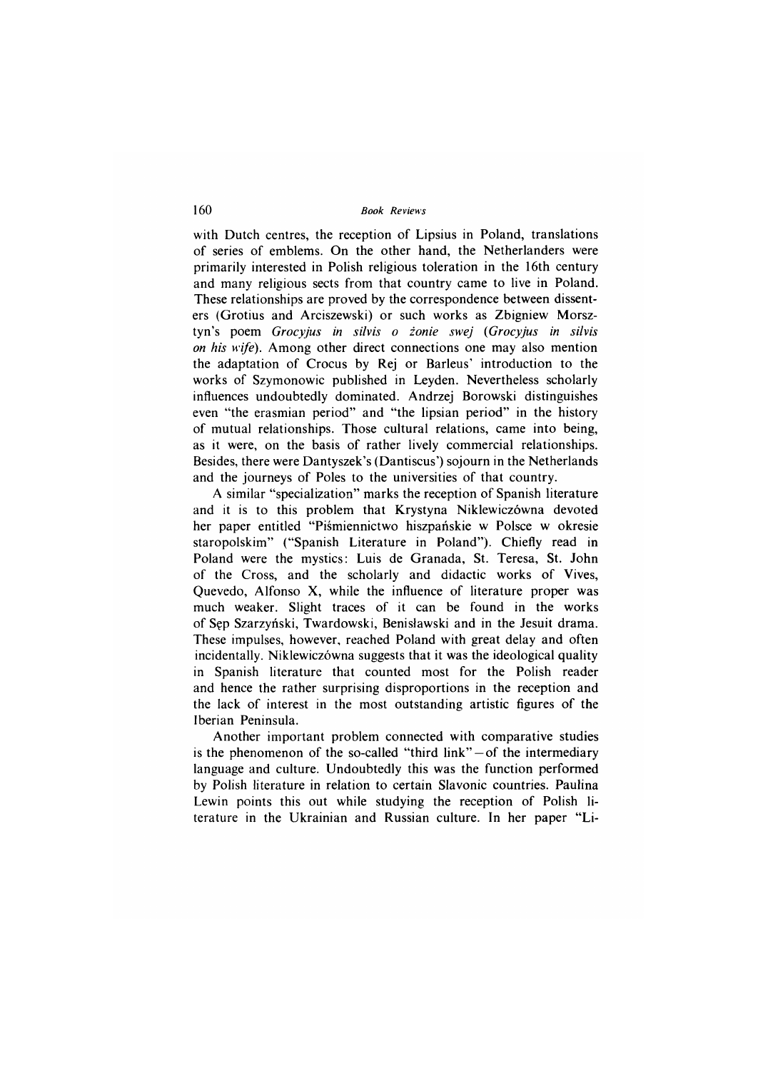with Dutch centres, the reception of Lipsius in Poland, translations of series of emblems. On the other hand, the Netherlanders were primarily interested in Polish religious toleration in the 16th century and many religious sects from that country came to live in Poland. These relationships are proved by the correspondence between dissenters (Grotius and Arciszewski) or such works as Zbigniew Morsztyn's poem *Grocyjus in silvis o żonie swej* (*Grocyjus in silvis on his wife*). Among other direct connections one may also mention the adaptation of Crocus by Rej or Barleus' introduction to the works of Szymonowic published in Leyden. Nevertheless scholarly influences undoubtedly dominated. Andrzej Borowski distinguishes even "the erasmian period" and "the lipsian period" in the history of mutual relationships. Those cultural relations, came into being, as it were, on the basis of rather lively commercial relationships. Besides, there were Dantyszek's (Dantiscus') sojourn in the Netherlands and the journeys of Poles to the universities of that country.

A similar "specialization" marks the reception of Spanish literature and it is to this problem that Krystyna Niklewiczówna devoted her paper entitled "Piśmiennictwo hiszpańskie w Polsce w okresie staropolskim" ("Spanish Literature in Poland"). Chiefly read in Poland were the mystics: Luis de Granada, St. Teresa, St. John of the Cross, and the scholarly and didactic works of Vives, Quevedo, Alfonso X, while the influence of literature proper was much weaker. Slight traces of it can be found in the works of Sęp Szarzyński, Twardowski, Benisławski and in the Jesuit drama. These impulses, however, reached Poland with great delay and often incidentally. Niklewiczówna suggests that it was the ideological quality in Spanish literature that counted most for the Polish reader and hence the rather surprising disproportions in the reception and the lack of interest in the most outstanding artistic figures of the Iberian Peninsula.

Another important problem connected with comparative studies is the phenomenon of the so-called "third link"—of the intermediary language and culture. Undoubtedly this was the function performed by Polish literature in relation to certain Slavonic countries. Paulina Lewin points this out while studying the reception of Polish literature in the Ukrainian and Russian culture. In her paper "Li-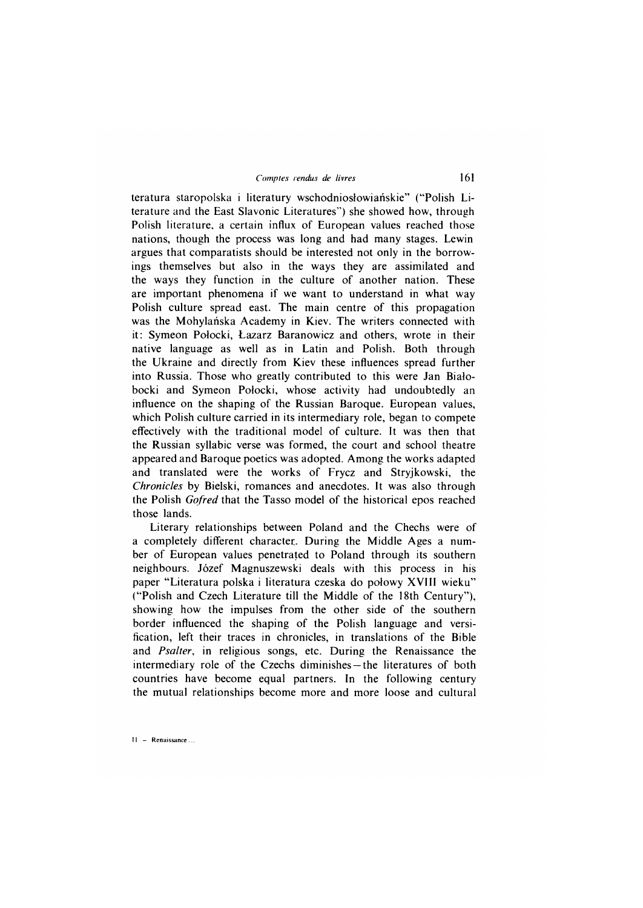teratura staropolska i literatury wschodniosłowiańskie" ("Polish Literature and the East Slavonic Literatures") she showed how, through Polish literature, a certain influx of European values reached those nations, though the process was long and had many stages. Lewin argues that comparatists should be interested not only in the borrowings themselves but also in the ways they are assimilated and the ways they function in the culture of another nation. These are important phenomena if we want to understand in what way Polish culture spread east. The main centre of this propagation was the Mohylańska Academy in Kiev. The writers connected with it: Symeon Połocki, Łazarz Baranowicz and others, wrote in their native language as well as in Latin and Polish. Both through the Ukraine and directly from Kiev these influences spread further into Russia. Those who greatly contributed to this were Jan Białobocki and Symeon Połocki, whose activity had undoubtedly an influence on the shaping of the Russian Baroque. European values, which Polish culture carried in its intermediary role, began to compete effectively with the traditional model of culture. It was then that the Russian syllabic verse was formed, the court and school theatre appeared and Baroque poetics was adopted. Among the works adapted and translated were the works of Frycz and Stryjkowski, the *Chronicles* by Bielski, romances and anecdotes. It was also through the Polish *Gofred* that the Tasso model of the historical epos reached those lands.

Literary relationships between Poland and the Chechs were of a completely different character. During the Middle Ages a number of European values penetrated to Poland through its southern neighbours. Józef Magnuszewski deals with this process in his paper "Literatura polska i literatura czeska do połowy XVIII wieku" ("Polish and Czech Literature till the Middle of the 18th Century"), showing how the impulses from the other side of the southern border influenced the shaping of the Polish language and versification, left their traces in chronicles, in translations of the Bible and *Psalter*, in religious songs, etc. During the Renaissance the intermediary role of the Czechs diminishes—the literatures of both countries have become equal partners. In the following century the mutual relationships become more and more loose and cultural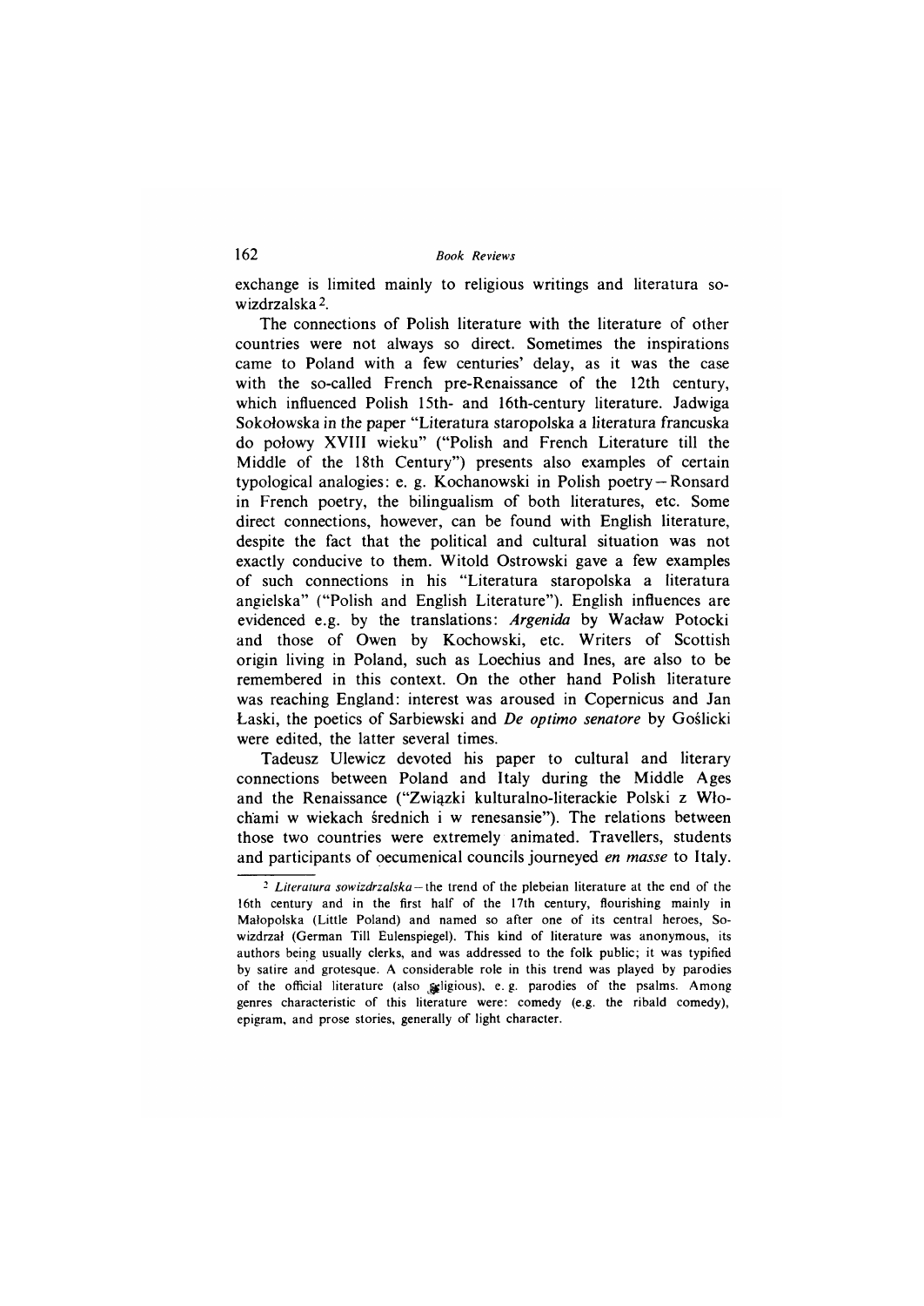exchange is limited mainly to religious writings and literatura sowizdrzalska [2].

The connections of Polish literature with the literature of other countries were not always so direct. Sometimes the inspirations came to Poland with a few centuries' delay, as it was the case with the so-called French pre-Renaissance of the 12th century, which influenced Polish 15th- and 16th-century literature. Jadwiga Sokołowska in the paper "Literatura staropolska a literatura francuska do połowy XVIII wieku" ("Polish and French Literature till the Middle of the 18th Century") presents also examples of certain typological analogies: e. g. Kochanowski in Polish poetry – Ronsard in French poetry, the bilingualism of both literatures, etc. Some direct connections, however, can be found with English literature, despite the fact that the political and cultural situation was not exactly conducive to them. Witold Ostrowski gave a few examples of such connections in his "Literatura staropolska a literatura angielska" ("Polish and English Literature"). English influences are evidenced e.g. by the translations: *Argenida* by Wacław Potocki and those of Owen by Kochowski, etc. Writers of Scottish origin living in Poland, such as Loechius and Ines, are also to be remembered in this context. On the other hand Polish literature was reaching England: interest was aroused in Copernicus and Jan Łaski, the poetics of Sarbiewski and *De optimo senatore* by Goślicki were edited, the latter several times.

Tadeusz Ulewicz devoted his paper to cultural and literary connections between Poland and Italy during the Middle Ages and the Renaissance ("Związki kulturalno-literackie Polski z Włochami w wiekach średnich i w renesansie"). The relations between those two countries were extremely animated. Travellers, students and participants of oecumenical councils journeyed *en masse* to Italy.

---

[2] *Literatura sowizdrzalska* – the trend of the plebeian literature at the end of the 16th century and in the first half of the 17th century, flourishing mainly in Małopolska (Little Poland) and named so after one of its central heroes, Sowizdrzał (German Till Eulenspiegel). This kind of literature was anonymous, its authors being usually clerks, and was addressed to the folk public; it was typified by satire and grotesque. A considerable role in this trend was played by parodies of the official literature (also religious), e. g. parodies of the psalms. Among genres characteristic of this literature were: comedy (e.g. the ribald comedy), epigram, and prose stories, generally of light character.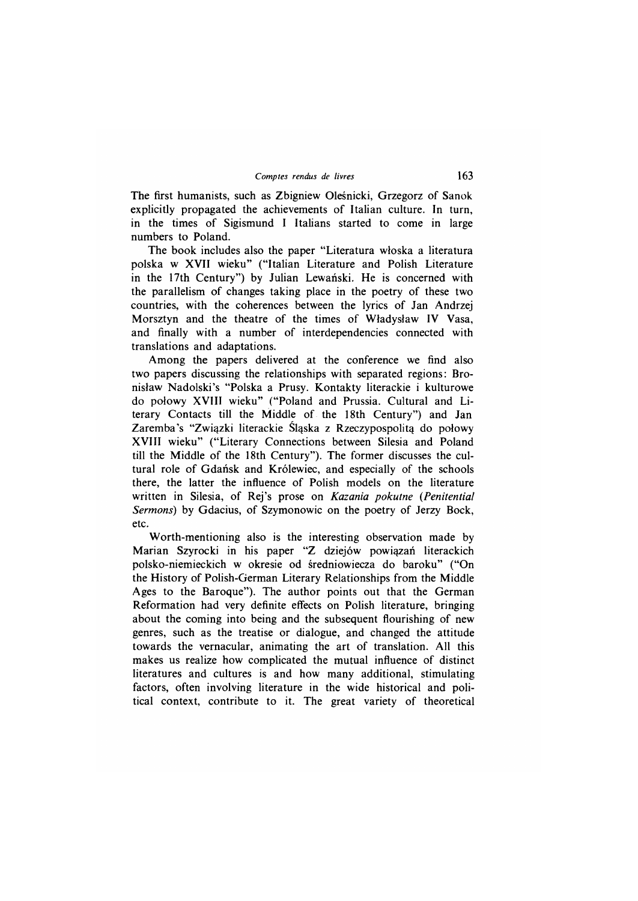The first humanists, such as Zbigniew Oleśnicki, Grzegorz of Sanok explicitly propagated the achievements of Italian culture. In turn, in the times of Sigismund I Italians started to come in large numbers to Poland.

The book includes also the paper "Literatura włoska a literatura polska w XVII wieku" ("Italian Literature and Polish Literature in the 17th Century") by Julian Lewański. He is concerned with the parallelism of changes taking place in the poetry of these two countries, with the coherences between the lyrics of Jan Andrzej Morsztyn and the theatre of the times of Władysław IV Vasa, and finally with a number of interdependencies connected with translations and adaptations.

Among the papers delivered at the conference we find also two papers discussing the relationships with separated regions: Bronisław Nadolski's "Polska a Prusy. Kontakty literackie i kulturowe do połowy XVIII wieku" ("Poland and Prussia. Cultural and Literary Contacts till the Middle of the 18th Century") and Jan Zaremba's "Związki literackie Śląska z Rzeczypospolitą do połowy XVIII wieku" ("Literary Connections between Silesia and Poland till the Middle of the 18th Century"). The former discusses the cultural role of Gdańsk and Królewiec, and especially of the schools there, the latter the influence of Polish models on the literature written in Silesia, of Rej's prose on *Kazania pokutne* (*Penitential Sermons*) by Gdacius, of Szymonowic on the poetry of Jerzy Bock, etc.

Worth-mentioning also is the interesting observation made by Marian Szyrocki in his paper "Z dziejów powiązań literackich polsko-niemieckich w okresie od średniowiecza do baroku" ("On the History of Polish-German Literary Relationships from the Middle Ages to the Baroque"). The author points out that the German Reformation had very definite effects on Polish literature, bringing about the coming into being and the subsequent flourishing of new genres, such as the treatise or dialogue, and changed the attitude towards the vernacular, animating the art of translation. All this makes us realize how complicated the mutual influence of distinct literatures and cultures is and how many additional, stimulating factors, often involving literature in the wide historical and political context, contribute to it. The great variety of theoretical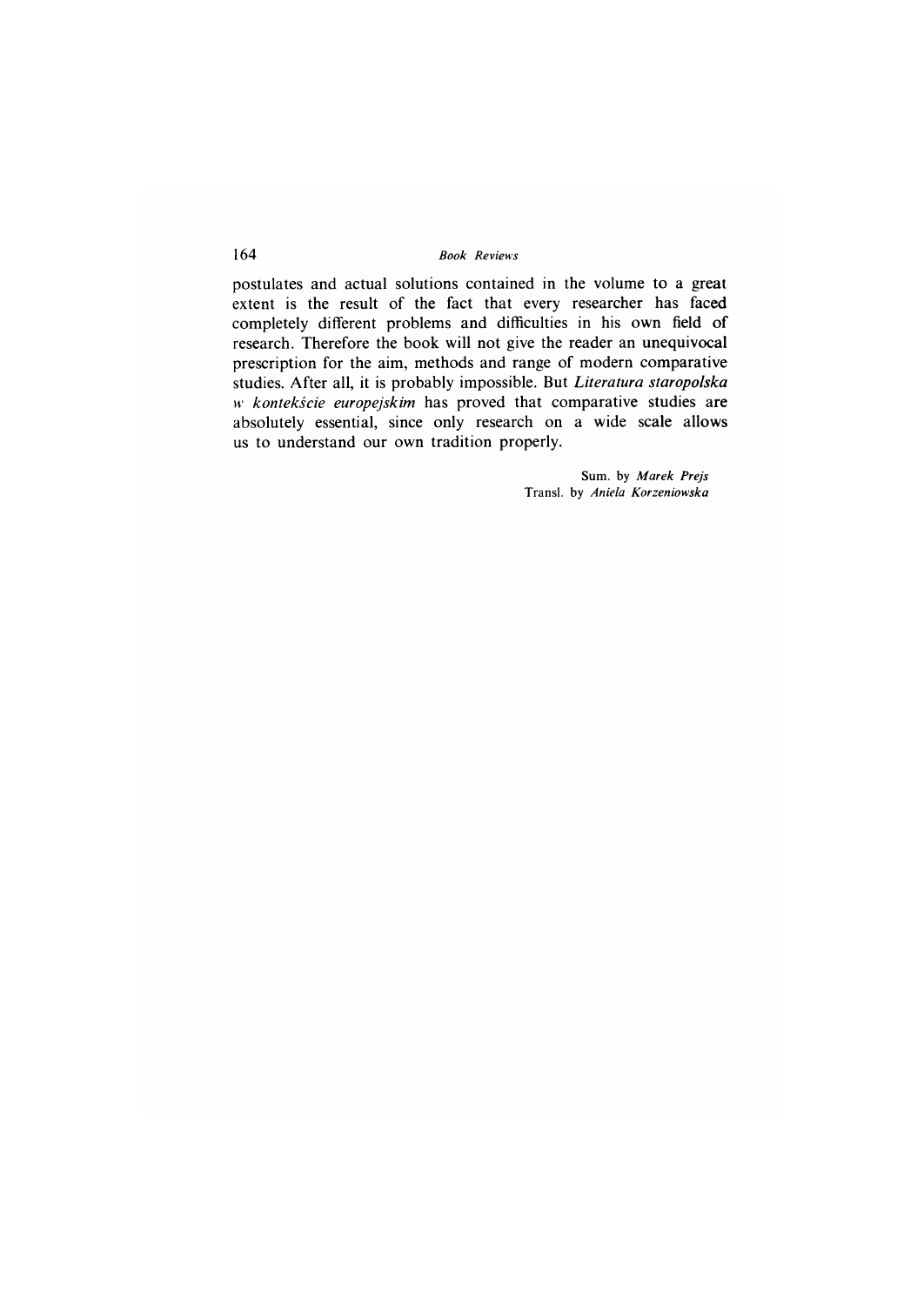postulates and actual solutions contained in the volume to a great extent is the result of the fact that every researcher has faced completely different problems and difficulties in his own field of research. Therefore the book will not give the reader an unequivocal prescription for the aim, methods and range of modern comparative studies. After all, it is probably impossible. But *Literatura staropolska w kontekście europejskim* has proved that comparative studies are absolutely essential, since only research on a wide scale allows us to understand our own tradition properly.

Sum. by *Marek Prejs*
Transl. by *Aniela Korzeniowska*